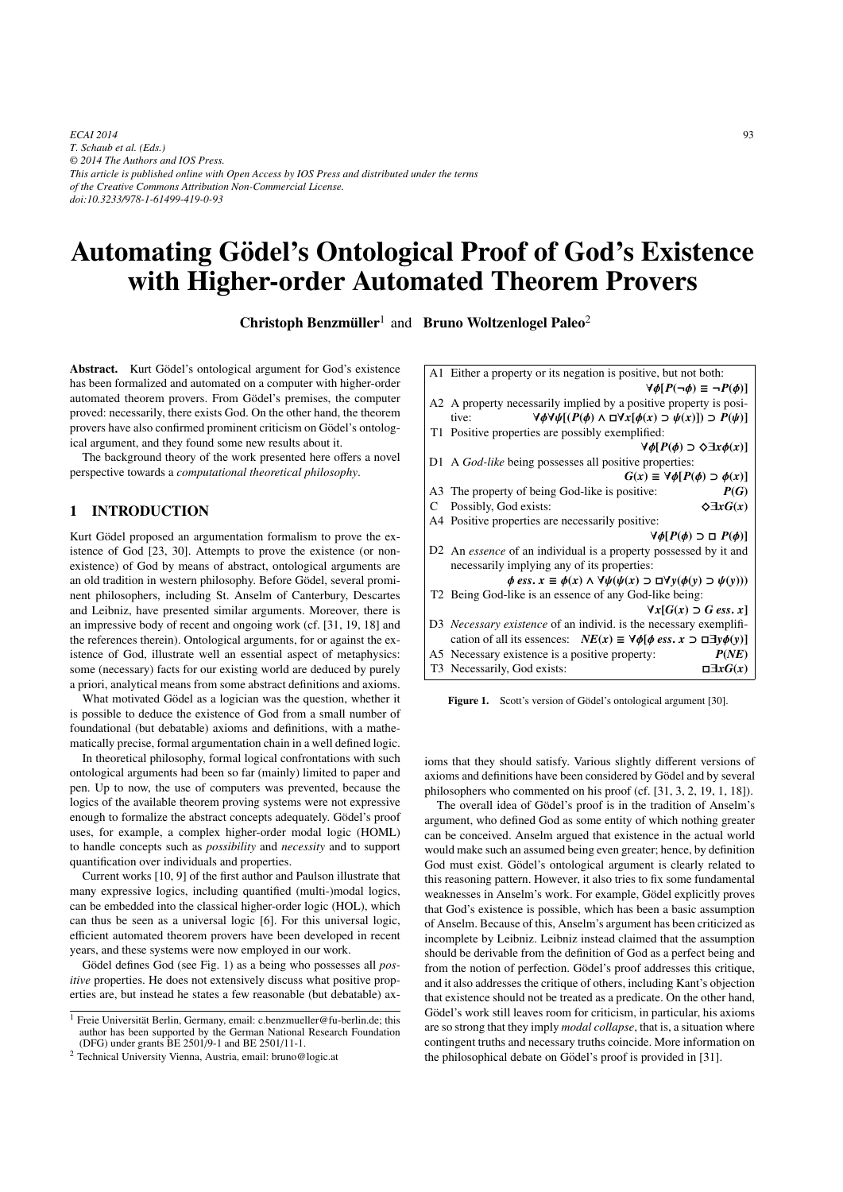# Automating Gödel's Ontological Proof of God's Existence with Higher-order Automated Theorem Provers

**Christoph Benzmüller**[1] and **Bruno Woltzenlogel Paleo**[2]

**Abstract.** Kurt Gödel's ontological argument for God's existence has been formalized and automated on a computer with higher-order automated theorem provers. From Gödel's premises, the computer proved: necessarily, there exists God. On the other hand, the theorem provers have also confirmed prominent criticism on Gödel's ontological argument, and they found some new results about it.

The background theory of the work presented here offers a novel perspective towards a *computational theoretical philosophy*.

## 1 INTRODUCTION

Kurt Gödel proposed an argumentation formalism to prove the existence of God [23, 30]. Attempts to prove the existence (or non-existence) of God by means of abstract, ontological arguments are an old tradition in western philosophy. Before Gödel, several prominent philosophers, including St. Anselm of Canterbury, Descartes and Leibniz, have presented similar arguments. Moreover, there is an impressive body of recent and ongoing work (cf. [31, 19, 18] and the references therein). Ontological arguments, for or against the existence of God, illustrate well an essential aspect of metaphysics: some (necessary) facts for our existing world are deduced by purely a priori, analytical means from some abstract definitions and axioms.

What motivated Gödel as a logician was the question, whether it is possible to deduce the existence of God from a small number of foundational (but debatable) axioms and definitions, with a mathematically precise, formal argumentation chain in a well defined logic.

In theoretical philosophy, formal logical confrontations with such ontological arguments had been so far (mainly) limited to paper and pen. Up to now, the use of computers was prevented, because the logics of the available theorem proving systems were not expressive enough to formalize the abstract concepts adequately. Gödel's proof uses, for example, a complex higher-order modal logic (HOML) to handle concepts such as *possibility* and *necessity* and to support quantification over individuals and properties.

Current works [10, 9] of the first author and Paulson illustrate that many expressive logics, including quantified (multi-)modal logics, can be embedded into the classical higher-order logic (HOL), which can thus be seen as a universal logic [6]. For this universal logic, efficient automated theorem provers have been developed in recent years, and these systems were now employed in our work.

Gödel defines God (see Fig. 1) as a being who possesses all *positive* properties. He does not extensively discuss what positive properties are, but instead he states a few reasonable (but debatable) axioms that they should satisfy. Various slightly different versions of axioms and definitions have been considered by Gödel and by several philosophers who commented on his proof (cf. [31, 3, 2, 19, 1, 18]).

| | | |
|---|---|---|
| A1 | Either a property or its negation is positive, but not both: | $\forall\phi[P(\neg\phi) \equiv \neg P(\phi)]$ |
| A2 | A property necessarily implied by a positive property is positive: | $\forall\phi\forall\psi[(P(\phi) \land \Box\forall x[\phi(x) \supset \psi(x)]) \supset P(\psi)]$ |
| T1 | Positive properties are possibly exemplified: | $\forall\phi[P(\phi) \supset \Diamond\exists x\phi(x)]$ |
| D1 | A *God-like* being possesses all positive properties: | $G(x) \equiv \forall\phi[P(\phi) \supset \phi(x)]$ |
| A3 | The property of being God-like is positive: | $P(G)$ |
| C | Possibly, God exists: | $\Diamond\exists x G(x)$ |
| A4 | Positive properties are necessarily positive: | $\forall\phi[P(\phi) \supset \Box P(\phi)]$ |
| D2 | An *essence* of an individual is a property possessed by it and necessarily implying any of its properties: | $\phi\ ess.\ x \equiv \phi(x) \land \forall\psi(\psi(x) \supset \Box\forall y(\phi(y) \supset \psi(y)))$ |
| T2 | Being God-like is an essence of any God-like being: | $\forall x[G(x) \supset G\ ess.\ x]$ |
| D3 | *Necessary existence* of an individ. is the necessary exemplification of all its essences: | $NE(x) \equiv \forall\phi[\phi\ ess.\ x \supset \Box\exists y\phi(y)]$ |
| A5 | Necessary existence is a positive property: | $P(NE)$ |
| T3 | Necessarily, God exists: | $\Box\exists x G(x)$ |

**Figure 1.** Scott's version of Gödel's ontological argument [30].

The overall idea of Gödel's proof is in the tradition of Anselm's argument, who defined God as some entity of which nothing greater can be conceived. Anselm argued that existence in the actual world would make such an assumed being even greater; hence, by definition God must exist. Gödel's ontological argument is clearly related to this reasoning pattern. However, it also tries to fix some fundamental weaknesses in Anselm's work. For example, Gödel explicitly proves that God's existence is possible, which has been a basic assumption of Anselm. Because of this, Anselm's argument has been criticized as incomplete by Leibniz. Leibniz instead claimed that the assumption should be derivable from the definition of God as a perfect being and from the notion of perfection. Gödel's proof addresses this critique, and it also addresses the critique of others, including Kant's objection that existence should not be treated as a predicate. On the other hand, Gödel's work still leaves room for criticism, in particular, his axioms are so strong that they imply *modal collapse*, that is, a situation where contingent truths and necessary truths coincide. More information on the philosophical debate on Gödel's proof is provided in [31].

[1] Freie Universität Berlin, Germany, email: c.benzmueller@fu-berlin.de; this author has been supported by the German National Research Foundation (DFG) under grants BE 2501/9-1 and BE 2501/11-1.

[2] Technical University Vienna, Austria, email: bruno@logic.at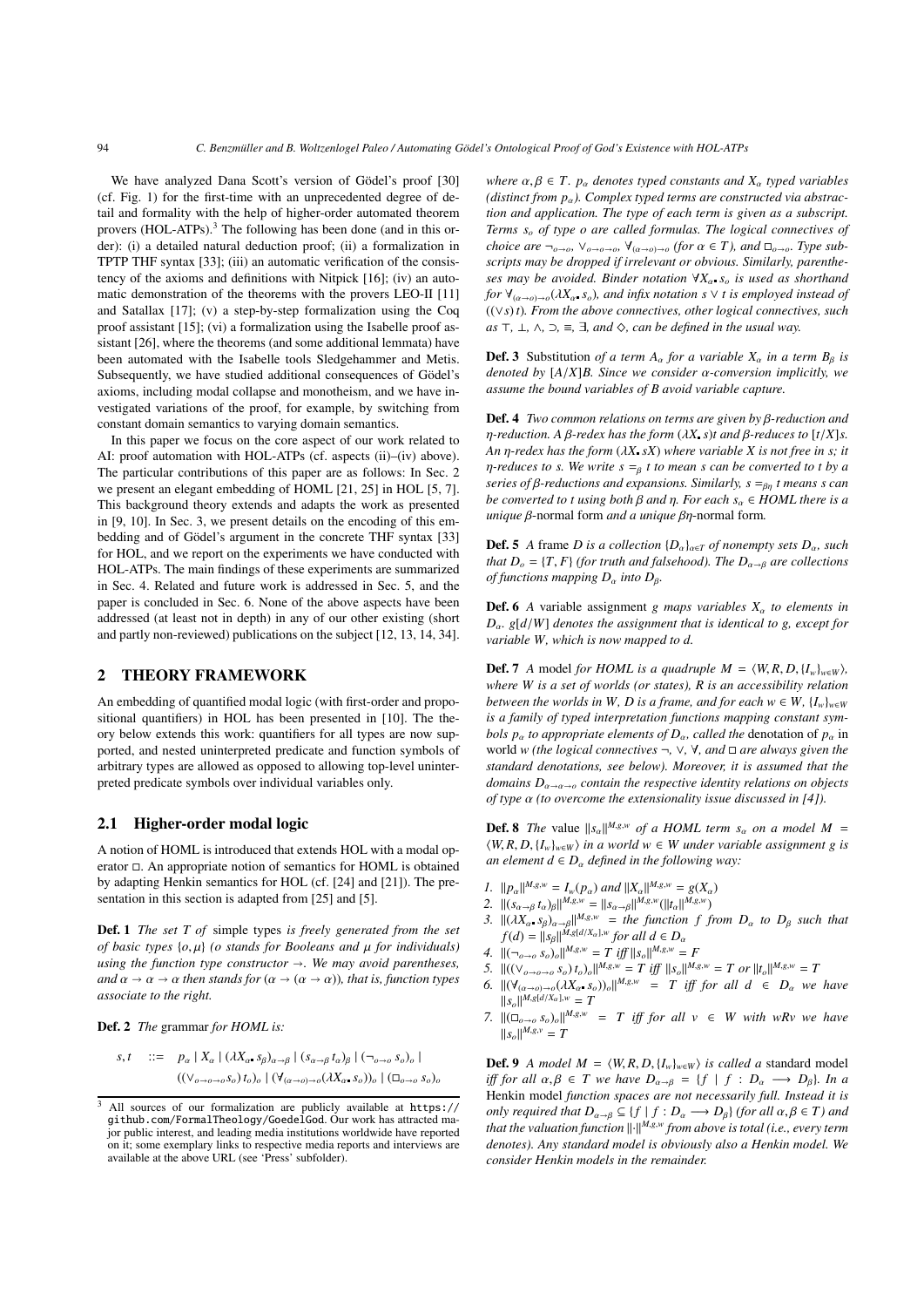We have analyzed Dana Scott's version of Gödel's proof [30] (cf. Fig. 1) for the first-time with an unprecedented degree of detail and formality with the help of higher-order automated theorem provers (HOL-ATPs).[3] The following has been done (and in this order): (i) a detailed natural deduction proof; (ii) a formalization in TPTP THF syntax [33]; (iii) an automatic verification of the consistency of the axioms and definitions with Nitpick [16]; (iv) an automatic demonstration of the theorems with the provers LEO-II [11] and Satallax [17]; (v) a step-by-step formalization using the Coq proof assistant [15]; (vi) a formalization using the Isabelle proof assistant [26], where the theorems (and some additional lemmata) have been automated with the Isabelle tools Sledgehammer and Metis. Subsequently, we have studied additional consequences of Gödel's axioms, including modal collapse and monotheism, and we have investigated variations of the proof, for example, by switching from constant domain semantics to varying domain semantics.

In this paper we focus on the core aspect of our work related to AI: proof automation with HOL-ATPs (cf. aspects (ii)–(iv) above). The particular contributions of this paper are as follows: In Sec. 2 we present an elegant embedding of HOML [21, 25] in HOL [5, 7]. This background theory extends and adapts the work as presented in [9, 10]. In Sec. 3, we present details on the encoding of this embedding and of Gödel's argument in the concrete THF syntax [33] for HOL, and we report on the experiments we have conducted with HOL-ATPs. The main findings of these experiments are summarized in Sec. 4. Related and future work is addressed in Sec. 5, and the paper is concluded in Sec. 6. None of the above aspects have been addressed (at least not in depth) in any of our other existing (short and partly non-reviewed) publications on the subject [12, 13, 14, 34].

## 2 THEORY FRAMEWORK

An embedding of quantified modal logic (with first-order and propositional quantifiers) in HOL has been presented in [10]. The theory below extends this work: quantifiers for all types are now supported, and nested uninterpreted predicate and function symbols of arbitrary types are allowed as opposed to allowing top-level uninterpreted predicate symbols over individual variables only.

### 2.1 Higher-order modal logic

A notion of HOML is introduced that extends HOL with a modal operator $\Box$. An appropriate notion of semantics for HOML is obtained by adapting Henkin semantics for HOL (cf. [24] and [21]). The presentation in this section is adapted from [25] and [5].

**Def. 1** *The set $T$ of* simple types *is freely generated from the set of basic types $\{o, \mu\}$ ($o$ stands for Booleans and $\mu$ for individuals) using the function type constructor $\rightarrow$. We may avoid parentheses, and $\alpha \rightarrow \alpha \rightarrow \alpha$ then stands for $(\alpha \rightarrow (\alpha \rightarrow \alpha))$, that is, function types associate to the right.*

**Def. 2** *The* grammar *for HOML is:*

$$s, t \quad ::= \quad p_\alpha \mid X_\alpha \mid (\lambda X_\alpha\text{.}\, s_\beta)_{\alpha\rightarrow\beta} \mid (s_{\alpha\rightarrow\beta}\, t_\alpha)_\beta \mid (\neg_{o\rightarrow o}\, s_o)_o \mid ((\vee_{o\rightarrow o\rightarrow o} s_o)\, t_o)_o \mid (\forall_{(\alpha\rightarrow o)\rightarrow o}(\lambda X_\alpha\text{.}\, s_o))_o \mid (\Box_{o\rightarrow o}\, s_o)_o$$

*where $\alpha, \beta \in T$. $p_\alpha$ denotes typed constants and $X_\alpha$ typed variables (distinct from $p_\alpha$). Complex typed terms are constructed via abstraction and application. The type of each term is given as a subscript. Terms $s_o$ of type $o$ are called formulas. The logical connectives of choice are $\neg_{o\rightarrow o}$, $\vee_{o\rightarrow o\rightarrow o}$, $\forall_{(\alpha\rightarrow o)\rightarrow o}$ (for $\alpha \in T$), and $\Box_{o\rightarrow o}$. Type subscripts may be dropped if irrelevant or obvious. Similarly, parentheses may be avoided. Binder notation $\forall X_\alpha\text{.}\, s_o$ is used as shorthand for $\forall_{(\alpha\rightarrow o)\rightarrow o}(\lambda X_\alpha\text{.}\, s_o)$, and infix notation $s \vee t$ is employed instead of $((\vee s)\, t)$. From the above connectives, other logical connectives, such as $\top$, $\bot$, $\wedge$, $\supset$, $\equiv$, $\exists$, and $\Diamond$, can be defined in the usual way.*

**Def. 3** Substitution *of a term $A_\alpha$ for a variable $X_\alpha$ in a term $B_\beta$ is denoted by $[A/X]B$. Since we consider $\alpha$-conversion implicitly, we assume the bound variables of $B$ avoid variable capture.*

**Def. 4** *Two common relations on terms are given by $\beta$-reduction and $\eta$-reduction. A $\beta$-redex has the form $(\lambda X\text{.}\, s)t$ and $\beta$-reduces to $[t/X]s$. An $\eta$-redex has the form $(\lambda X\text{.}\, sX)$ where variable $X$ is not free in $s$; it $\eta$-reduces to $s$. We write $s =_\beta t$ to mean $s$ can be converted to $t$ by a series of $\beta$-reductions and expansions. Similarly, $s =_{\beta\eta} t$ means $s$ can be converted to $t$ using both $\beta$ and $\eta$. For each $s_\alpha \in$ HOML there is a unique $\beta$*-normal form *and a unique $\beta\eta$*-normal form*.*

**Def. 5** *A* frame *$D$ is a collection $\{D_\alpha\}_{\alpha\in T}$ of nonempty sets $D_\alpha$, such that $D_o = \{T, F\}$ (for truth and falsehood). The $D_{\alpha\rightarrow\beta}$ are collections of functions mapping $D_\alpha$ into $D_\beta$.*

**Def. 6** *A* variable assignment *$g$ maps variables $X_\alpha$ to elements in $D_\alpha$. $g[d/W]$ denotes the assignment that is identical to $g$, except for variable $W$, which is now mapped to $d$.*

**Def. 7** *A* model *for HOML is a quadruple $M = \langle W, R, D, \{I_w\}_{w\in W}\rangle$, where $W$ is a set of worlds (or states), $R$ is an accessibility relation between the worlds in $W$, $D$ is a frame, and for each $w \in W$, $\{I_w\}_{w\in W}$ is a family of typed interpretation functions mapping constant symbols $p_\alpha$ to appropriate elements of $D_\alpha$, called the* denotation of $p_\alpha$ in world $w$ *(the logical connectives $\neg$, $\vee$, $\forall$, and $\Box$ are always given the standard denotations, see below). Moreover, it is assumed that the domains $D_{\alpha\rightarrow\alpha\rightarrow o}$ contain the respective identity relations on objects of type $\alpha$ (to overcome the extensionality issue discussed in [4]).*

**Def. 8** *The* value *$\|s_\alpha\|^{M,g,w}$ of a HOML term $s_\alpha$ on a model $M = \langle W, R, D, \{I_w\}_{w\in W}\rangle$ in a world $w \in W$ under variable assignment $g$ is an element $d \in D_\alpha$ defined in the following way:*

1. $\|p_\alpha\|^{M,g,w} = I_w(p_\alpha)$ *and* $\|X_\alpha\|^{M,g,w} = g(X_\alpha)$
2. $\|(s_{\alpha\rightarrow\beta}\, t_\alpha)_\beta\|^{M,g,w} = \|s_{\alpha\rightarrow\beta}\|^{M,g,w}(\|t_\alpha\|^{M,g,w})$
3. $\|(\lambda X_\alpha\text{.}\, s_\beta)_{\alpha\rightarrow\beta}\|^{M,g,w}$ = *the function $f$ from $D_\alpha$ to $D_\beta$ such that* $f(d) = \|s_\beta\|^{M,g[d/X_\alpha],w}$ *for all* $d \in D_\alpha$
4. $\|(\neg_{o\rightarrow o}\, s_o)_o\|^{M,g,w} = T$ *iff* $\|s_o\|^{M,g,w} = F$
5. $\|((\vee_{o\rightarrow o\rightarrow o}\, s_o)\, t_o)_o\|^{M,g,w} = T$ *iff* $\|s_o\|^{M,g,w} = T$ *or* $\|t_o\|^{M,g,w} = T$
6. $\|(\forall_{(\alpha\rightarrow o)\rightarrow o}(\lambda X_\alpha\text{.}\, s_o))_o\|^{M,g,w} = T$ *iff for all* $d \in D_\alpha$ *we have* $\|s_o\|^{M,g[d/X_\alpha],w} = T$
7. $\|(\Box_{o\rightarrow o}\, s_o)_o\|^{M,g,w} = T$ *iff for all* $v \in W$ *with* $wRv$ *we have* $\|s_o\|^{M,g,v} = T$

**Def. 9** *A model $M = \langle W, R, D, \{I_w\}_{w\in W}\rangle$ is called a* standard model *iff for all $\alpha, \beta \in T$ we have $D_{\alpha\rightarrow\beta} = \{f \mid f : D_\alpha \longrightarrow D_\beta\}$. In a* Henkin model *function spaces are not necessarily full. Instead it is only required that $D_{\alpha\rightarrow\beta} \subseteq \{f \mid f : D_\alpha \longrightarrow D_\beta\}$ (for all $\alpha, \beta \in T$) and that the valuation function $\|\cdot\|^{M,g,w}$ from above is total (i.e., every term denotes). Any standard model is obviously also a Henkin model. We consider Henkin models in the remainder.*

[3] All sources of our formalization are publicly available at https://github.com/FormalTheology/GoedelGod. Our work has attracted major public interest, and leading media institutions worldwide have reported on it; some exemplary links to respective media reports and interviews are available at the above URL (see 'Press' subfolder).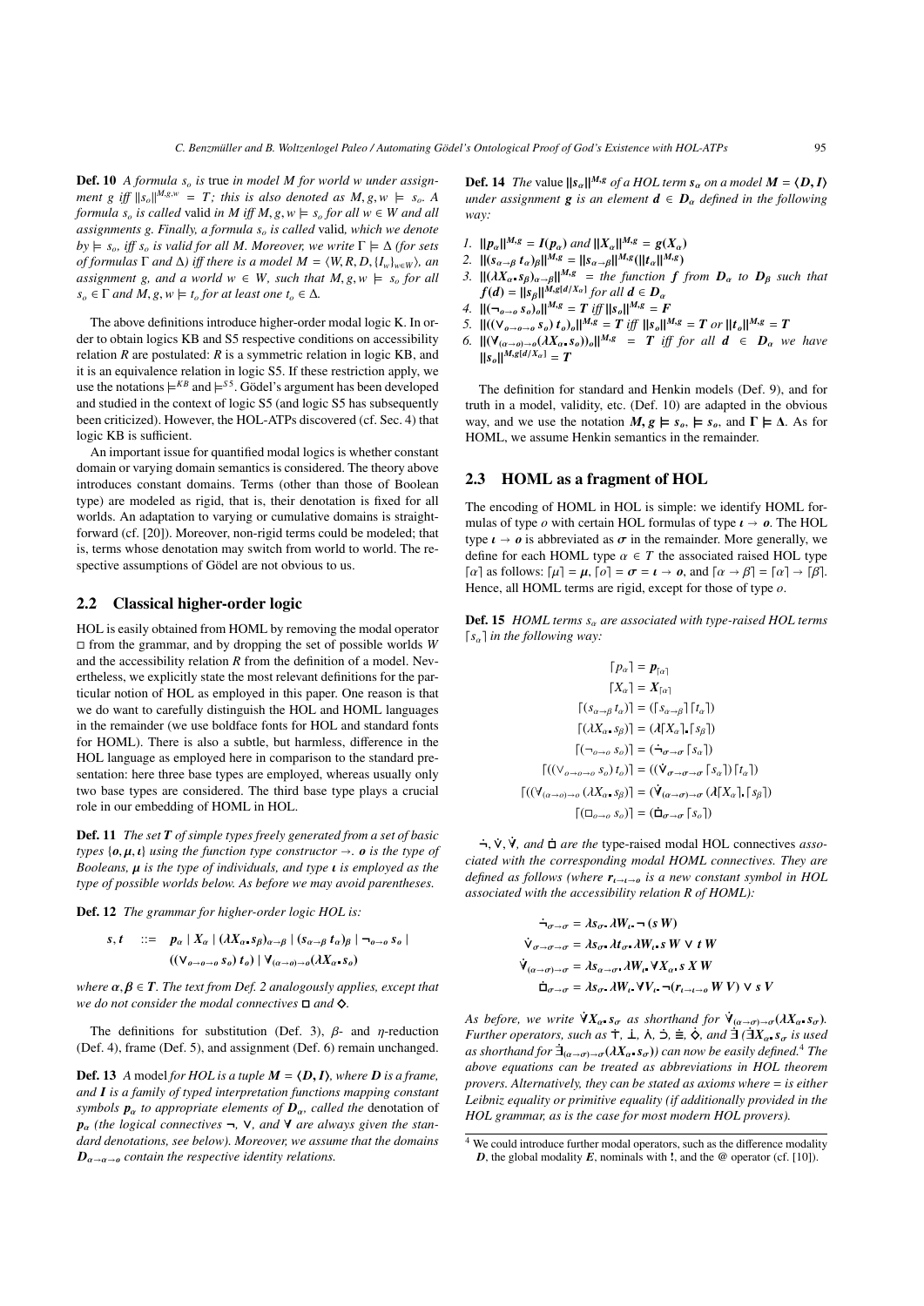**Def. 10** *A formula $s_o$ is* true *in model $M$ for world $w$ under assignment $g$ iff $\|s_o\|^{M,g,w} = T$; this is also denoted as $M, g, w \models s_o$. A formula $s_o$ is called* valid *in $M$ iff $M, g, w \models s_o$ for all $w \in W$ and all assignments $g$. Finally, a formula $s_o$ is called* valid*, which we denote by $\models s_o$, iff $s_o$ is valid for all $M$. Moreover, we write $\Gamma \models \Delta$ (for sets of formulas $\Gamma$ and $\Delta$) iff there is a model $M = \langle W, R, D, \{I_w\}_{w \in W}\rangle$, an assignment $g$, and a world $w \in W$, such that $M, g, w \models s_o$ for all $s_o \in \Gamma$ and $M, g, w \models t_o$ for at least one $t_o \in \Delta$.*

The above definitions introduce higher-order modal logic K. In order to obtain logics KB and S5 respective conditions on accessibility relation $R$ are postulated: $R$ is a symmetric relation in logic KB, and it is an equivalence relation in logic S5. If these restriction apply, we use the notations $\models^{KB}$ and $\models^{S5}$. Gödel's argument has been developed and studied in the context of logic S5 (and logic S5 has subsequently been criticized). However, the HOL-ATPs discovered (cf. Sec. 4) that logic KB is sufficient.

An important issue for quantified modal logics is whether constant domain or varying domain semantics is considered. The theory above introduces constant domains. Terms (other than those of Boolean type) are modeled as rigid, that is, their denotation is fixed for all worlds. An adaptation to varying or cumulative domains is straightforward (cf. [20]). Moreover, non-rigid terms could be modeled; that is, terms whose denotation may switch from world to world. The respective assumptions of Gödel are not obvious to us.

## 2.2 Classical higher-order logic

HOL is easily obtained from HOML by removing the modal operator $\Box$ from the grammar, and by dropping the set of possible worlds $W$ and the accessibility relation $R$ from the definition of a model. Nevertheless, we explicitly state the most relevant definitions for the particular notion of HOL as employed in this paper. One reason is that we do want to carefully distinguish the HOL and HOML languages in the remainder (we use boldface fonts for HOL and standard fonts for HOML). There is also a subtle, but harmless, difference in the HOL language as employed here in comparison to the standard presentation: here three base types are employed, whereas usually only two base types are considered. The third base type plays a crucial role in our embedding of HOML in HOL.

**Def. 11** *The set $\mathbf{T}$ of simple types freely generated from a set of basic types $\{\mathbf{o}, \boldsymbol{\mu}, \boldsymbol{\iota}\}$ using the function type constructor $\rightarrow$. $\mathbf{o}$ is the type of Booleans, $\boldsymbol{\mu}$ is the type of individuals, and type $\boldsymbol{\iota}$ is employed as the type of possible worlds below. As before we may avoid parentheses.*

**Def. 12** *The grammar for higher-order logic HOL is:*

$$\mathbf{s}, \mathbf{t} \quad ::= \quad \mathbf{p}_\alpha \mid \mathbf{X}_\alpha \mid (\lambda \mathbf{X}_\alpha \mathbf{.} \mathbf{s}_\beta)_{\alpha\rightarrow\beta} \mid (\mathbf{s}_{\alpha\rightarrow\beta}\, \mathbf{t}_\alpha)_\beta \mid \neg_{\mathbf{o}\rightarrow\mathbf{o}}\, \mathbf{s}_\mathbf{o} \mid ((\vee_{\mathbf{o}\rightarrow\mathbf{o}\rightarrow\mathbf{o}}\, \mathbf{s}_\mathbf{o})\, \mathbf{t}_\mathbf{o}) \mid \forall_{(\alpha\rightarrow\mathbf{o})\rightarrow\mathbf{o}}(\lambda \mathbf{X}_\alpha \mathbf{.} \mathbf{s}_\mathbf{o})$$

*where $\alpha, \beta \in \mathbf{T}$. The text from Def. 2 analogously applies, except that we do not consider the modal connectives $\Box$ and $\Diamond$.*

The definitions for substitution (Def. 3), $\beta$- and $\eta$-reduction (Def. 4), frame (Def. 5), and assignment (Def. 6) remain unchanged.

**Def. 13** *A* model *for HOL is a tuple $\mathbf{M} = \langle \mathbf{D}, \mathbf{I}\rangle$, where $\mathbf{D}$ is a frame, and $\mathbf{I}$ is a family of typed interpretation functions mapping constant symbols $\mathbf{p}_\alpha$ to appropriate elements of $\mathbf{D}_\alpha$, called the* denotation of $\mathbf{p}_\alpha$ *(the logical connectives $\neg$, $\vee$, and $\forall$ are always given the standard denotations, see below). Moreover, we assume that the domains $\mathbf{D}_{\alpha\rightarrow\alpha\rightarrow\mathbf{o}}$ contain the respective identity relations.*

**Def. 14** *The* value $\|\mathbf{s}_\alpha\|^{\mathbf{M},\mathbf{g}}$ *of a HOL term $\mathbf{s}_\alpha$ on a model $\mathbf{M} = \langle \mathbf{D}, \mathbf{I}\rangle$ under assignment $\mathbf{g}$ is an element $\mathbf{d} \in \mathbf{D}_\alpha$ defined in the following way:*

1. $\|\mathbf{p}_\alpha\|^{\mathbf{M},\mathbf{g}} = \mathbf{I}(\mathbf{p}_\alpha)$ and $\|\mathbf{X}_\alpha\|^{\mathbf{M},\mathbf{g}} = \mathbf{g}(\mathbf{X}_\alpha)$
2. $\|(\mathbf{s}_{\alpha\rightarrow\beta}\, \mathbf{t}_\alpha)_\beta\|^{\mathbf{M},\mathbf{g}} = \|\mathbf{s}_{\alpha\rightarrow\beta}\|^{\mathbf{M},\mathbf{g}}(\|\mathbf{t}_\alpha\|^{\mathbf{M},\mathbf{g}})$
3. $\|(\lambda \mathbf{X}_\alpha \mathbf{.} \mathbf{s}_\beta)_{\alpha\rightarrow\beta}\|^{\mathbf{M},\mathbf{g}}$ = *the function $\mathbf{f}$ from $\mathbf{D}_\alpha$ to $\mathbf{D}_\beta$ such that* $\mathbf{f}(\mathbf{d}) = \|\mathbf{s}_\beta\|^{\mathbf{M},\mathbf{g}[\mathbf{d}/\mathbf{X}_\alpha]}$ *for all* $\mathbf{d} \in \mathbf{D}_\alpha$
4. $\|(\neg_{\mathbf{o}\rightarrow\mathbf{o}}\, \mathbf{s}_\mathbf{o})_\mathbf{o}\|^{\mathbf{M},\mathbf{g}} = \mathbf{T}$ *iff* $\|\mathbf{s}_\mathbf{o}\|^{\mathbf{M},\mathbf{g}} = \mathbf{F}$
5. $\|((\vee_{\mathbf{o}\rightarrow\mathbf{o}\rightarrow\mathbf{o}}\, \mathbf{s}_\mathbf{o})\, \mathbf{t}_\mathbf{o})_\mathbf{o}\|^{\mathbf{M},\mathbf{g}} = \mathbf{T}$ *iff* $\|\mathbf{s}_\mathbf{o}\|^{\mathbf{M},\mathbf{g}} = \mathbf{T}$ *or* $\|\mathbf{t}_\mathbf{o}\|^{\mathbf{M},\mathbf{g}} = \mathbf{T}$
6. $\|(\forall_{(\alpha\rightarrow\mathbf{o})\rightarrow\mathbf{o}}(\lambda \mathbf{X}_\alpha \mathbf{.} \mathbf{s}_\mathbf{o}))_\mathbf{o}\|^{\mathbf{M},\mathbf{g}} = \mathbf{T}$ *iff for all* $\mathbf{d} \in \mathbf{D}_\alpha$ *we have* $\|\mathbf{s}_\mathbf{o}\|^{\mathbf{M},\mathbf{g}[\mathbf{d}/\mathbf{X}_\alpha]} = \mathbf{T}$

The definition for standard and Henkin models (Def. 9), and for truth in a model, validity, etc. (Def. 10) are adapted in the obvious way, and we use the notation $\mathbf{M}, \mathbf{g} \models \mathbf{s}_\mathbf{o}$, $\models \mathbf{s}_\mathbf{o}$, and $\boldsymbol{\Gamma} \models \boldsymbol{\Delta}$. As for HOML, we assume Henkin semantics in the remainder.

## 2.3 HOML as a fragment of HOL

The encoding of HOML in HOL is simple: we identify HOML formulas of type $o$ with certain HOL formulas of type $\boldsymbol{\iota} \rightarrow \mathbf{o}$. The HOL type $\boldsymbol{\iota} \rightarrow \mathbf{o}$ is abbreviated as $\boldsymbol{\sigma}$ in the remainder. More generally, we define for each HOML type $\alpha \in T$ the associated raised HOL type $\lceil\alpha\rceil$ as follows: $\lceil\mu\rceil = \boldsymbol{\mu}$, $\lceil o\rceil = \boldsymbol{\sigma} = \boldsymbol{\iota} \rightarrow \mathbf{o}$, and $\lceil\alpha \rightarrow \beta\rceil = \lceil\alpha\rceil \rightarrow \lceil\beta\rceil$. Hence, all HOML terms are rigid, except for those of type $o$.

**Def. 15** *HOML terms $s_\alpha$ are associated with type-raised HOL terms $\lceil s_\alpha\rceil$ in the following way:*

$$\begin{aligned}
\lceil p_\alpha\rceil &= \mathbf{p}_{\lceil\alpha\rceil}\\
\lceil X_\alpha\rceil &= \mathbf{X}_{\lceil\alpha\rceil}\\
\lceil(s_{\alpha\rightarrow\beta}\, t_\alpha)\rceil &= (\lceil s_{\alpha\rightarrow\beta}\rceil\, \lceil t_\alpha\rceil)\\
\lceil(\lambda X_\alpha \mathbf{.} s_\beta)\rceil &= (\boldsymbol{\lambda}\lceil X_\alpha\rceil \mathbf{.} \lceil s_\beta\rceil)\\
\lceil(\neg_{o\rightarrow o}\, s_o)\rceil &= (\dot\neg_{\sigma\rightarrow\sigma}\, \lceil s_o\rceil)\\
\lceil((\vee_{o\rightarrow o\rightarrow o}\, s_o)\, t_o)\rceil &= ((\dot\vee_{\sigma\rightarrow\sigma\rightarrow\sigma}\, \lceil s_o\rceil)\, \lceil t_\alpha\rceil)\\
\lceil(\forall_{(\alpha\rightarrow o)\rightarrow o}\, (\lambda X_\alpha \mathbf{.} s_\beta))\rceil &= (\dot\forall_{(\alpha\rightarrow\sigma)\rightarrow\sigma}\, (\boldsymbol{\lambda}\lceil X_\alpha\rceil \mathbf{.} \lceil s_\beta\rceil))\\
\lceil(\Box_{o\rightarrow o}\, s_o)\rceil &= (\dot\Box_{\sigma\rightarrow\sigma}\, \lceil s_o\rceil)
\end{aligned}$$

*$\dot\neg$, $\dot\vee$, $\dot\forall$, and $\dot\Box$ are the* type-raised modal HOL connectives *associated with the corresponding modal HOML connectives. They are defined as follows (where $\mathbf{r}_{\iota\rightarrow\iota\rightarrow\mathbf{o}}$ is a new constant symbol in HOL associated with the accessibility relation $R$ of HOML):*

$$\begin{aligned}
\dot\neg_{\sigma\rightarrow\sigma} &= \boldsymbol{\lambda} \mathbf{s}_\sigma \mathbf{.} \boldsymbol{\lambda} \mathbf{W}_\iota \mathbf{.} \neg\, (\mathbf{s}\, \mathbf{W})\\
\dot\vee_{\sigma\rightarrow\sigma\rightarrow\sigma} &= \boldsymbol{\lambda} \mathbf{s}_\sigma \mathbf{.} \boldsymbol{\lambda} \mathbf{t}_\sigma \mathbf{.} \boldsymbol{\lambda} \mathbf{W}_\iota \mathbf{.} \mathbf{s}\, \mathbf{W} \vee \mathbf{t}\, \mathbf{W}\\
\dot\forall_{(\alpha\rightarrow\sigma)\rightarrow\sigma} &= \boldsymbol{\lambda} \mathbf{s}_{\alpha\rightarrow\sigma} \mathbf{.} \boldsymbol{\lambda} \mathbf{W}_\iota \mathbf{.} \forall \mathbf{X}_\alpha \mathbf{.} \mathbf{s}\, \mathbf{X}\, \mathbf{W}\\
\dot\Box_{\sigma\rightarrow\sigma} &= \boldsymbol{\lambda} \mathbf{s}_\sigma \mathbf{.} \boldsymbol{\lambda} \mathbf{W}_\iota \mathbf{.} \forall \mathbf{V}_\iota \mathbf{.} \neg (\mathbf{r}_{\iota\rightarrow\iota\rightarrow\mathbf{o}}\, \mathbf{W}\, \mathbf{V}) \vee \mathbf{s}\, \mathbf{V}
\end{aligned}$$

*As before, we write $\dot\forall \mathbf{X}_\alpha \mathbf{.} \mathbf{s}_\sigma$ as shorthand for $\dot\forall_{(\alpha\rightarrow\sigma)\rightarrow\sigma}(\boldsymbol{\lambda} \mathbf{X}_\alpha \mathbf{.} \mathbf{s}_\sigma)$. Further operators, such as $\dot\top$, $\dot\bot$, $\dot\wedge$, $\dot\supset$, $\dot\equiv$, $\dot\Diamond$, and $\dot\exists$ ($\dot\exists \mathbf{X}_\alpha \mathbf{.} \mathbf{s}_\sigma$ is used as shorthand for $\dot\exists_{(\alpha\rightarrow\sigma)\rightarrow\sigma}(\boldsymbol{\lambda} \mathbf{X}_\alpha \mathbf{.} \mathbf{s}_\sigma)$) can now be easily defined.[4] The above equations can be treated as abbreviations in HOL theorem provers. Alternatively, they can be stated as axioms where $=$ is either Leibniz equality or primitive equality (if additionally provided in the HOL grammar, as is the case for most modern HOL provers).*

[4] We could introduce further modal operators, such as the difference modality $\mathbf{D}$, the global modality $\mathbf{E}$, nominals with $\mathbf{!}$, and the @ operator (cf. [10]).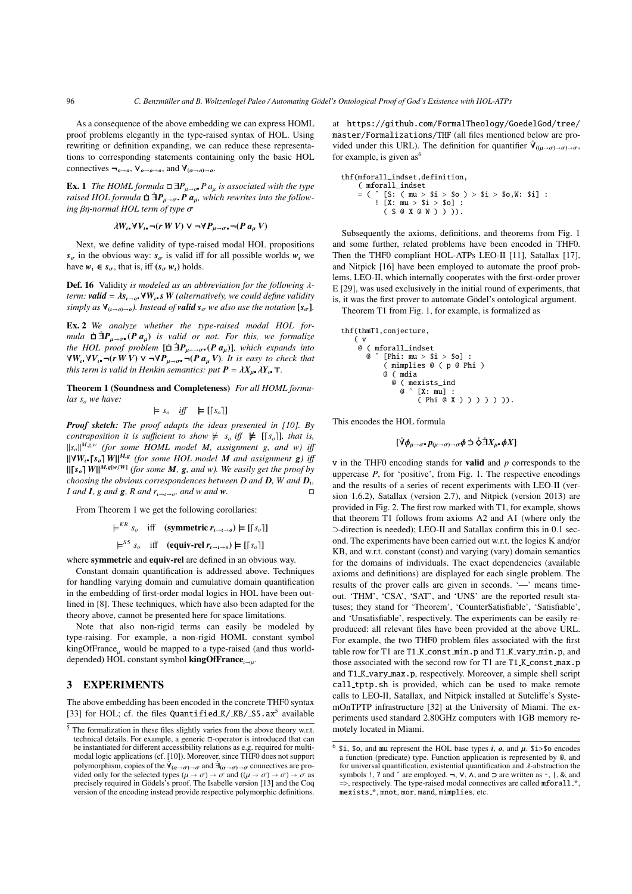As a consequence of the above embedding we can express HOML proof problems elegantly in the type-raised syntax of HOL. Using rewriting or definition expanding, we can reduce these representations to corresponding statements containing only the basic HOL connectives $\neg_{o\to o}$, $\vee_{o\to o\to o}$, and $\forall_{(\alpha\to o)\to o}$.

**Ex. 1** *The HOML formula $\Box\,\exists P_{\mu\to o}\text{.}\, P\, a_\mu$ is associated with the type raised HOL formula $\dot{\Box}\,\dot{\exists} P_{\mu\to\sigma}\text{.}\, P\, a_\mu$, which rewrites into the following $\beta\eta$-normal HOL term of type $\sigma$*

$$\lambda W_\iota\text{.}\forall V_\iota\text{.}\neg(r\, W\, V) \vee \neg\forall P_{\mu\to\sigma}\text{.}\neg(P\, a_\mu\, V)$$

Next, we define validity of type-raised modal HOL propositions $s_\sigma$ in the obvious way: $s_\sigma$ is valid iff for all possible worlds $w_\iota$ we have $w_\iota \in s_\sigma$, that is, iff $(s_\sigma\, w_\iota)$ holds.

**Def. 16** *Validity is modeled as an abbreviation for the following $\lambda$-term: **valid** $= \lambda s_{\iota\to o}\text{.}\forall W_\iota\text{.}\, s\, W$ (alternatively, we could define validity simply as $\forall_{(\iota\to o)\to o}$). Instead of **valid** $s_\sigma$ we also use the notation $[s_\sigma]$.*

**Ex. 2** *We analyze whether the type-raised modal HOL formula $\dot{\Box}\,\dot{\exists} P_{\mu\to\sigma}\text{.}(P\, a_\mu)$ is valid or not. For this, we formalize the HOL proof problem $[\dot{\Box}\,\dot{\exists} P_{\mu\to\sigma}\text{.}(P\, a_\mu)]$, which expands into $\forall W_\iota\text{.}\forall V_\iota\text{.}\neg(r\, W\, V) \vee \neg\forall P_{\mu\to\sigma}\text{.}\neg(P\, a_\mu\, V)$. It is easy to check that this term is valid in Henkin semantics: put $P = \lambda X_\mu\text{.}\lambda Y_\iota\text{.}\top$.*

**Theorem 1 (Soundness and Completeness)** *For all HOML formulas $s_o$ we have:*

$$\models s_o \quad \textit{iff} \quad \models [\lceil s_o \rceil]$$

***Proof sketch:*** *The proof adapts the ideas presented in [10]. By contraposition it is sufficient to show $\not\models s_o$ iff $\not\models [\lceil s_o \rceil]$, that is, $\|s_o\|^{M,g,w}$ (for some HOML model $M$, assignment $g$, and $w$) iff $\|\forall W_\iota\text{.}\lceil s_o \rceil\, W\|^{\boldsymbol{M},\boldsymbol{g}}$ (for some HOL model $\boldsymbol{M}$ and assignment $\boldsymbol{g}$) iff $\|\lceil s_o \rceil\, W\|^{\boldsymbol{M},\boldsymbol{g}[\boldsymbol{w}/W]}$ (for some $\boldsymbol{M}$, $\boldsymbol{g}$, and $\boldsymbol{w}$). We easily get the proof by choosing the obvious correspondences between $D$ and $\boldsymbol{D}$, $W$ and $\boldsymbol{D}_\iota$, $I$ and $\boldsymbol{I}$, $g$ and $\boldsymbol{g}$, $R$ and $r_{\iota\to\iota\to o}$, and $w$ and $\boldsymbol{w}$.* □

From Theorem 1 we get the following corollaries:

$$\models^{KB} s_o \quad \text{iff} \quad (\textbf{symmetric}\ r_{\iota\to\iota\to o}) \models [\lceil s_o \rceil]$$

$$\models^{S5} s_o \quad \text{iff} \quad (\textbf{equiv-rel}\ r_{\iota\to\iota\to o}) \models [\lceil s_o \rceil]$$

where **symmetric** and **equiv-rel** are defined in an obvious way.

Constant domain quantification is addressed above. Techniques for handling varying domain and cumulative domain quantification in the embedding of first-order modal logics in HOL have been outlined in [8]. These techniques, which have also been adapted for the theory above, cannot be presented here for space limitations.

Note that also non-rigid terms can easily be modeled by type-raising. For example, a non-rigid HOML constant symbol kingOfFrance$_\mu$ would be mapped to a type-raised (and thus world-depended) HOL constant symbol $\textbf{kingOfFrance}_{\iota\to\mu}$.

## 3 EXPERIMENTS

The above embedding has been encoded in the concrete THF0 syntax [33] for HOL; cf. the files Quantified_K/_KB/_S5.ax[5] available at https://github.com/FormalTheology/GoedelGod/tree/master/Formalizations/THF (all files mentioned below are provided under this URL). The definition for quantifier $\dot{\forall}_{((\mu\to\sigma)\to\sigma)\to\sigma}$, for example, is given as[6]

```
thf(mforall_indset,definition,
    ( mforall_indset
    = ( ^ [S: ( mu > $i > $o ) > $i > $o,W: $i] :
        ! [X: mu > $i > $o] :
          ( S @ X @ W ) ) )).
```

Subsequently the axioms, definitions, and theorems from Fig. 1 and some further, related problems have been encoded in THF0. Then the THF0 compliant HOL-ATPs LEO-II [11], Satallax [17], and Nitpick [16] have been employed to automate the proof problems. LEO-II, which internally cooperates with the first-order prover E [29], was used exclusively in the initial round of experiments, that is, it was the first prover to automate Gödel's ontological argument.

Theorem T1 from Fig. 1, for example, is formalized as

```
thf(thmT1,conjecture,
   ( v
    @ ( mforall_indset
      @ ^ [Phi: mu > $i > $o] :
          ( mimplies @ ( p @ Phi )
          @ ( mdia
            @ ( mexists_ind
              @ ^ [X: mu] :
                  ( Phi @ X ) ) ) ) ) )).
```

This encodes the HOL formula

$$[\dot{\forall}\phi_{\mu\to\sigma}\text{.}\, p_{(\mu\to\sigma)\to\sigma}\phi \,\dot{\supset}\, \dot{\Diamond}\dot{\exists} X_\mu\text{.}\,\phi X]$$

v in the THF0 encoding stands for **valid** and $p$ corresponds to the uppercase $P$, for 'positive', from Fig. 1. The respective encodings and the results of a series of recent experiments with LEO-II (version 1.6.2), Satallax (version 2.7), and Nitpick (version 2013) are provided in Fig. 2. The first row marked with T1, for example, shows that theorem T1 follows from axioms A2 and A1 (where only the $\supset$-direction is needed); LEO-II and Satallax confirm this in 0.1 second. The experiments have been carried out w.r.t. the logics K and/or KB, and w.r.t. constant (const) and varying (vary) domain semantics for the domains of individuals. The exact dependencies (available axioms and definitions) are displayed for each single problem. The results of the prover calls are given in seconds. '—' means timeout. 'THM', 'CSA', 'SAT', and 'UNS' are the reported result statuses; they stand for 'Theorem', 'CounterSatisfiable', 'Satisfiable', and 'Unsatisfiable', respectively. The experiments can be easily reproduced: all relevant files have been provided at the above URL. For example, the two THF0 problem files associated with the first table row for T1 are T1_K_const_min.p and T1_K_vary_min.p, and those associated with the second row for T1 are T1_K_const_max.p and T1_K_vary_max.p, respectively. Moreover, a simple shell script call_tptp.sh is provided, which can be used to make remote calls to LEO-II, Satallax, and Nitpick installed at Sutcliffe's SystemOnTPTP infrastructure [32] at the University of Miami. The experiments used standard 2.80GHz computers with 1GB memory remotely located in Miami.

---

[5] The formalization in these files slightly varies from the above theory w.r.t. technical details. For example, a generic $\Box$-operator is introduced that can be instantiated for different accessibility relations as e.g. required for multi-modal logic applications (cf. [10]). Moreover, since THF0 does not support polymorphism, copies of the $\dot{\forall}_{(\alpha\to\sigma)\to\sigma}$ and $\dot{\exists}_{(\alpha\to\sigma)\to\sigma}$ connectives are provided only for the selected types $(\mu\to\sigma)\to\sigma$ and $((\mu\to\sigma)\to\sigma)\to\sigma$ as precisely required in Gödels's proof. The Isabelle version [13] and the Coq version of the encoding instead provide respective polymorphic definitions.

[6] \$i, \$o, and mu represent the HOL base types $i$, $o$, and $\mu$. \$i>\$o encodes a function (predicate) type. Function application is represented by @, and for universal quantification, existential quantification and $\lambda$-abstraction the symbols !, ? and ^ are employed. $\neg$, $\vee$, $\wedge$, and $\supset$ are written as ~, |, &, and =>, respectively. The type-raised modal connectives are called mforall_*, mexists_*, mnot, mor, mand, mimplies, etc.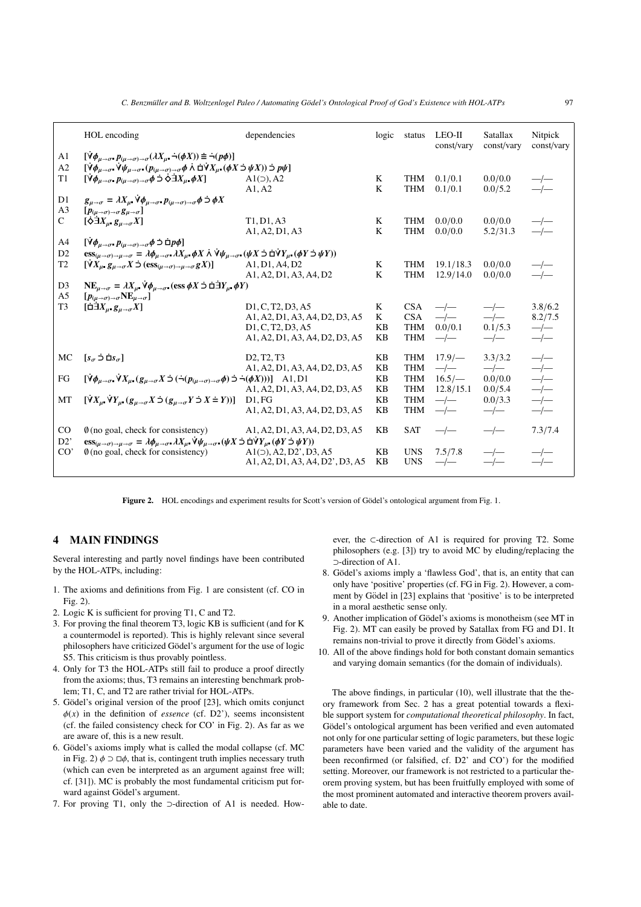| | HOL encoding | dependencies | logic | status | LEO-II const/vary | Satallax const/vary | Nitpick const/vary |
|---|---|---|---|---|---|---|---|
| A1 | $[\dot{\forall}\phi_{\mu\to\sigma}.\, p_{(\mu\to\sigma)\to\sigma}(\lambda X_\mu.\, \dot{\neg}(\phi X)) \dot{\equiv} \dot{\neg}(p\phi)]$ | | | | | | |
| A2 | $[\dot{\forall}\phi_{\mu\to\sigma}.\, \dot{\forall}\psi_{\mu\to\sigma}.\, (p_{(\mu\to\sigma)\to\sigma}\phi \,\dot{\wedge}\, \dot{\Box}\dot{\forall}X_\mu.\, (\phi X \dot{\supset} \psi X)) \dot{\supset} p\psi]$ | | | | | | |
| T1 | $[\dot{\forall}\phi_{\mu\to\sigma}.\, p_{(\mu\to\sigma)\to\sigma}\phi \dot{\supset} \dot{\Diamond}\dot{\exists}X_\mu.\, \phi X]$ | A1(⊃), A2 | K | THM | 0.1/0.1 | 0.0/0.0 | —/— |
| | | A1, A2 | K | THM | 0.1/0.1 | 0.0/5.2 | —/— |
| D1 | $g_{\mu\to\sigma} = \lambda X_\mu.\, \dot{\forall}\phi_{\mu\to\sigma}.\, p_{(\mu\to\sigma)\to\sigma}\phi \dot{\supset} \phi X$ | | | | | | |
| A3 | $[p_{(\mu\to\sigma)\to\sigma}\, g_{\mu\to\sigma}]$ | | | | | | |
| C | $[\dot{\Diamond}\dot{\exists}X_\mu.\, g_{\mu\to\sigma}X]$ | T1, D1, A3 | K | THM | 0.0/0.0 | 0.0/0.0 | —/— |
| | | A1, A2, D1, A3 | K | THM | 0.0/0.0 | 5.2/31.3 | —/— |
| A4 | $[\dot{\forall}\phi_{\mu\to\sigma}.\, p_{(\mu\to\sigma)\to\sigma}\phi \dot{\supset} \dot{\Box}p\phi]$ | | | | | | |
| D2 | $\mathbf{ess}_{(\mu\to\sigma)\to\mu\to\sigma} = \lambda\phi_{\mu\to\sigma}.\, \lambda X_\mu.\, \phi X \,\dot{\wedge}\, \dot{\forall}\psi_{\mu\to\sigma}.\, (\psi X \dot{\supset} \dot{\Box}\dot{\forall}Y_\mu.\, (\phi Y \dot{\supset} \psi Y))$ | | | | | | |
| T2 | $[\dot{\forall}X_\mu.\, g_{\mu\to\sigma}X \dot{\supset} (\mathbf{ess}_{(\mu\to\sigma)\to\mu\to\sigma}\, gX)]$ | A1, D1, A4, D2 | K | THM | 19.1/18.3 | 0.0/0.0 | —/— |
| | | A1, A2, D1, A3, A4, D2 | K | THM | 12.9/14.0 | 0.0/0.0 | —/— |
| D3 | $\mathbf{NE}_{\mu\to\sigma} = \lambda X_\mu.\, \dot{\forall}\phi_{\mu\to\sigma}.\, (\mathbf{ess}\,\phi X \dot{\supset} \dot{\Box}\dot{\exists}Y_\mu.\, \phi Y)$ | | | | | | |
| A5 | $[p_{(\mu\to\sigma)\to\sigma}\mathbf{NE}_{\mu\to\sigma}]$ | | | | | | |
| T3 | $[\dot{\Box}\dot{\exists}X_\mu.\, g_{\mu\to\sigma}X]$ | D1, C, T2, D3, A5 | K | CSA | —/— | —/— | 3.8/6.2 |
| | | A1, A2, D1, A3, A4, D2, D3, A5 | K | CSA | —/— | —/— | 8.2/7.5 |
| | | D1, C, T2, D3, A5 | KB | THM | 0.0/0.1 | 0.1/5.3 | —/— |
| | | A1, A2, D1, A3, A4, D2, D3, A5 | KB | THM | —/— | —/— | —/— |
| MC | $[s_\sigma \dot{\supset} \dot{\Box}s_\sigma]$ | D2, T2, T3 | KB | THM | 17.9/— | 3.3/3.2 | —/— |
| | | A1, A2, D1, A3, A4, D2, D3, A5 | KB | THM | —/— | —/— | —/— |
| FG | $[\dot{\forall}\phi_{\mu\to\sigma}.\, \dot{\forall}X_\mu.\, (g_{\mu\to\sigma}X \dot{\supset} (\dot{\neg}(p_{(\mu\to\sigma)\to\sigma}\phi) \dot{\supset} \dot{\neg}(\phi X)))]$ | A1, D1 | KB | THM | 16.5/— | 0.0/0.0 | —/— |
| | | A1, A2, D1, A3, A4, D2, D3, A5 | KB | THM | 12.8/15.1 | 0.0/5.4 | —/— |
| MT | $[\dot{\forall}X_\mu.\, \dot{\forall}Y_\mu.\, (g_{\mu\to\sigma}X \dot{\supset} (g_{\mu\to\sigma}Y \dot{\supset} X \dot{=} Y))]$ | D1, FG | KB | THM | —/— | 0.0/3.3 | —/— |
| | | A1, A2, D1, A3, A4, D2, D3, A5 | KB | THM | —/— | —/— | —/— |
| CO | $\emptyset$ (no goal, check for consistency) | A1, A2, D1, A3, A4, D2, D3, A5 | KB | SAT | —/— | —/— | 7.3/7.4 |
| D2' | $\mathbf{ess}_{(\mu\to\sigma)\to\mu\to\sigma} = \lambda\phi_{\mu\to\sigma}.\, \lambda X_\mu.\, \dot{\forall}\psi_{\mu\to\sigma}.\, (\psi X \dot{\supset} \dot{\Box}\dot{\forall}Y_\mu.\, (\phi Y \dot{\supset} \psi Y))$ | | | | | | |
| CO' | $\emptyset$ (no goal, check for consistency) | A1(⊃), A2, D2', D3, A5 | KB | UNS | 7.5/7.8 | —/— | —/— |
| | | A1, A2, D1, A3, A4, D2', D3, A5 | KB | UNS | —/— | —/— | —/— |

**Figure 2.** HOL encodings and experiment results for Scott's version of Gödel's ontological argument from Fig. 1.

## 4 MAIN FINDINGS

Several interesting and partly novel findings have been contributed by the HOL-ATPs, including:

1. The axioms and definitions from Fig. 1 are consistent (cf. CO in Fig. 2).
2. Logic K is sufficient for proving T1, C and T2.
3. For proving the final theorem T3, logic KB is sufficient (and for K a countermodel is reported). This is highly relevant since several philosophers have criticized Gödel's argument for the use of logic S5. This criticism is thus provably pointless.
4. Only for T3 the HOL-ATPs still fail to produce a proof directly from the axioms; thus, T3 remains an interesting benchmark problem; T1, C, and T2 are rather trivial for HOL-ATPs.
5. Gödel's original version of the proof [23], which omits conjunct $\phi(x)$ in the definition of *essence* (cf. D2'), seems inconsistent (cf. the failed consistency check for CO' in Fig. 2). As far as we are aware of, this is a new result.
6. Gödel's axioms imply what is called the modal collapse (cf. MC in Fig. 2) $\phi \supset \Box\phi$, that is, contingent truth implies necessary truth (which can even be interpreted as an argument against free will; cf. [31]). MC is probably the most fundamental criticism put forward against Gödel's argument.
7. For proving T1, only the ⊃-direction of A1 is needed. However, the ⊂-direction of A1 is required for proving T2. Some philosophers (e.g. [3]) try to avoid MC by eluding/replacing the ⊃-direction of A1.
8. Gödel's axioms imply a 'flawless God', that is, an entity that can only have 'positive' properties (cf. FG in Fig. 2). However, a comment by Gödel in [23] explains that 'positive' is to be interpreted in a moral aesthetic sense only.
9. Another implication of Gödel's axioms is monotheism (see MT in Fig. 2). MT can easily be proved by Satallax from FG and D1. It remains non-trivial to prove it directly from Gödel's axioms.
10. All of the above findings hold for both constant domain semantics and varying domain semantics (for the domain of individuals).

The above findings, in particular (10), well illustrate that the theory framework from Sec. 2 has a great potential towards a flexible support system for *computational theoretical philosophy*. In fact, Gödel's ontological argument has been verified and even automated not only for one particular setting of logic parameters, but these logic parameters have been varied and the validity of the argument has been reconfirmed (or falsified, cf. D2' and CO') for the modified setting. Moreover, our framework is not restricted to a particular theorem proving system, but has been fruitfully employed with some of the most prominent automated and interactive theorem provers available to date.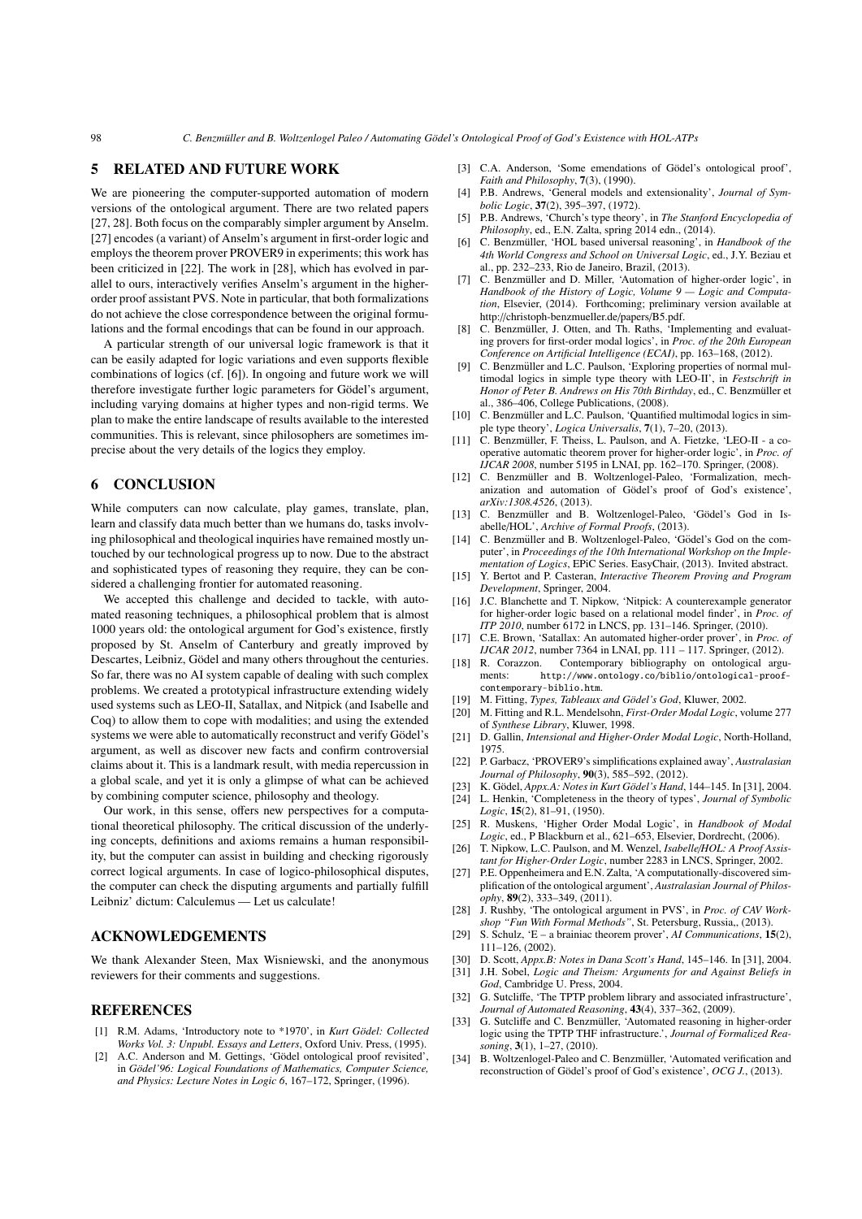## 5 RELATED AND FUTURE WORK

We are pioneering the computer-supported automation of modern versions of the ontological argument. There are two related papers [27, 28]. Both focus on the comparably simpler argument by Anselm. [27] encodes (a variant) of Anselm's argument in first-order logic and employs the theorem prover PROVER9 in experiments; this work has been criticized in [22]. The work in [28], which has evolved in parallel to ours, interactively verifies Anselm's argument in the higher-order proof assistant PVS. Note in particular, that both formalizations do not achieve the close correspondence between the original formulations and the formal encodings that can be found in our approach.

A particular strength of our universal logic framework is that it can be easily adapted for logic variations and even supports flexible combinations of logics (cf. [6]). In ongoing and future work we will therefore investigate further logic parameters for Gödel's argument, including varying domains at higher types and non-rigid terms. We plan to make the entire landscape of results available to the interested communities. This is relevant, since philosophers are sometimes imprecise about the very details of the logics they employ.

## 6 CONCLUSION

While computers can now calculate, play games, translate, plan, learn and classify data much better than we humans do, tasks involving philosophical and theological inquiries have remained mostly untouched by our technological progress up to now. Due to the abstract and sophisticated types of reasoning they require, they can be considered a challenging frontier for automated reasoning.

We accepted this challenge and decided to tackle, with automated reasoning techniques, a philosophical problem that is almost 1000 years old: the ontological argument for God's existence, firstly proposed by St. Anselm of Canterbury and greatly improved by Descartes, Leibniz, Gödel and many others throughout the centuries. So far, there was no AI system capable of dealing with such complex problems. We created a prototypical infrastructure extending widely used systems such as LEO-II, Satallax, and Nitpick (and Isabelle and Coq) to allow them to cope with modalities; and using the extended systems we were able to automatically reconstruct and verify Gödel's argument, as well as discover new facts and confirm controversial claims about it. This is a landmark result, with media repercussion in a global scale, and yet it is only a glimpse of what can be achieved by combining computer science, philosophy and theology.

Our work, in this sense, offers new perspectives for a computational theoretical philosophy. The critical discussion of the underlying concepts, definitions and axioms remains a human responsibility, but the computer can assist in building and checking rigorously correct logical arguments. In case of logico-philosophical disputes, the computer can check the disputing arguments and partially fulfill Leibniz' dictum: Calculemus — Let us calculate!

## ACKNOWLEDGEMENTS

We thank Alexander Steen, Max Wisniewski, and the anonymous reviewers for their comments and suggestions.

## REFERENCES

[1] R.M. Adams, 'Introductory note to *1970', in *Kurt Gödel: Collected Works Vol. 3: Unpubl. Essays and Letters*, Oxford Univ. Press, (1995).

[2] A.C. Anderson and M. Gettings, 'Gödel ontological proof revisited', in *Gödel'96: Logical Foundations of Mathematics, Computer Science, and Physics: Lecture Notes in Logic 6*, 167–172, Springer, (1996).

[3] C.A. Anderson, 'Some emendations of Gödel's ontological proof', *Faith and Philosophy*, **7**(3), (1990).

[4] P.B. Andrews, 'General models and extensionality', *Journal of Symbolic Logic*, **37**(2), 395–397, (1972).

[5] P.B. Andrews, 'Church's type theory', in *The Stanford Encyclopedia of Philosophy*, ed., E.N. Zalta, spring 2014 edn., (2014).

[6] C. Benzmüller, 'HOL based universal reasoning', in *Handbook of the 4th World Congress and School on Universal Logic*, ed., J.Y. Beziau et al., pp. 232–233, Rio de Janeiro, Brazil, (2013).

[7] C. Benzmüller and D. Miller, 'Automation of higher-order logic', in *Handbook of the History of Logic, Volume 9 — Logic and Computation*, Elsevier, (2014). Forthcoming; preliminary version available at http://christoph-benzmueller.de/papers/B5.pdf.

[8] C. Benzmüller, J. Otten, and Th. Raths, 'Implementing and evaluating provers for first-order modal logics', in *Proc. of the 20th European Conference on Artificial Intelligence (ECAI)*, pp. 163–168, (2012).

[9] C. Benzmüller and L.C. Paulson, 'Exploring properties of normal multimodal logics in simple type theory with LEO-II', in *Festschrift in Honor of Peter B. Andrews on His 70th Birthday*, ed., C. Benzmüller et al., 386–406, College Publications, (2008).

[10] C. Benzmüller and L.C. Paulson, 'Quantified multimodal logics in simple type theory', *Logica Universalis*, **7**(1), 7–20, (2013).

[11] C. Benzmüller, F. Theiss, L. Paulson, and A. Fietzke, 'LEO-II - a cooperative automatic theorem prover for higher-order logic', in *Proc. of IJCAR 2008*, number 5195 in LNAI, pp. 162–170. Springer, (2008).

[12] C. Benzmüller and B. Woltzenlogel-Paleo, 'Formalization, mechanization and automation of Gödel's proof of God's existence', *arXiv:1308.4526*, (2013).

[13] C. Benzmüller and B. Woltzenlogel-Paleo, 'Gödel's God in Isabelle/HOL', *Archive of Formal Proofs*, (2013).

[14] C. Benzmüller and B. Woltzenlogel-Paleo, 'Gödel's God on the computer', in *Proceedings of the 10th International Workshop on the Implementation of Logics*, EPiC Series. EasyChair, (2013). Invited abstract.

[15] Y. Bertot and P. Casteran, *Interactive Theorem Proving and Program Development*, Springer, 2004.

[16] J.C. Blanchette and T. Nipkow, 'Nitpick: A counterexample generator for higher-order logic based on a relational model finder', in *Proc. of ITP 2010*, number 6172 in LNCS, pp. 131–146. Springer, (2010).

[17] C.E. Brown, 'Satallax: An automated higher-order prover', in *Proc. of IJCAR 2012*, number 7364 in LNAI, pp. 111 – 117. Springer, (2012).

[18] R. Corazzon. Contemporary bibliography on ontological arguments: http://www.ontology.co/biblio/ontological-proof-contemporary-biblio.htm.

[19] M. Fitting, *Types, Tableaux and Gödel's God*, Kluwer, 2002.

[20] M. Fitting and R.L. Mendelsohn, *First-Order Modal Logic*, volume 277 of *Synthese Library*, Kluwer, 1998.

[21] D. Gallin, *Intensional and Higher-Order Modal Logic*, North-Holland, 1975.

[22] P. Garbacz, 'PROVER9's simplifications explained away', *Australasian Journal of Philosophy*, **90**(3), 585–592, (2012).

[23] K. Gödel, *Appx.A: Notes in Kurt Gödel's Hand*, 144–145. In [31], 2004.

[24] L. Henkin, 'Completeness in the theory of types', *Journal of Symbolic Logic*, **15**(2), 81–91, (1950).

[25] R. Muskens, 'Higher Order Modal Logic', in *Handbook of Modal Logic*, ed., P Blackburn et al., 621–653, Elsevier, Dordrecht, (2006).

[26] T. Nipkow, L.C. Paulson, and M. Wenzel, *Isabelle/HOL: A Proof Assistant for Higher-Order Logic*, number 2283 in LNCS, Springer, 2002.

[27] P.E. Oppenheimera and E.N. Zalta, 'A computationally-discovered simplification of the ontological argument', *Australasian Journal of Philosophy*, **89**(2), 333–349, (2011).

[28] J. Rushby, 'The ontological argument in PVS', in *Proc. of CAV Workshop "Fun With Formal Methods"*, St. Petersburg, Russia,, (2013).

[29] S. Schulz, 'E – a brainiac theorem prover', *AI Communications*, **15**(2), 111–126, (2002).

[30] D. Scott, *Appx.B: Notes in Dana Scott's Hand*, 145–146. In [31], 2004.

[31] J.H. Sobel, *Logic and Theism: Arguments for and Against Beliefs in God*, Cambridge U. Press, 2004.

[32] G. Sutcliffe, 'The TPTP problem library and associated infrastructure', *Journal of Automated Reasoning*, **43**(4), 337–362, (2009).

[33] G. Sutcliffe and C. Benzmüller, 'Automated reasoning in higher-order logic using the TPTP THF infrastructure.', *Journal of Formalized Reasoning*, **3**(1), 1–27, (2010).

[34] B. Woltzenlogel-Paleo and C. Benzmüller, 'Automated verification and reconstruction of Gödel's proof of God's existence', *OCG J.*, (2013).